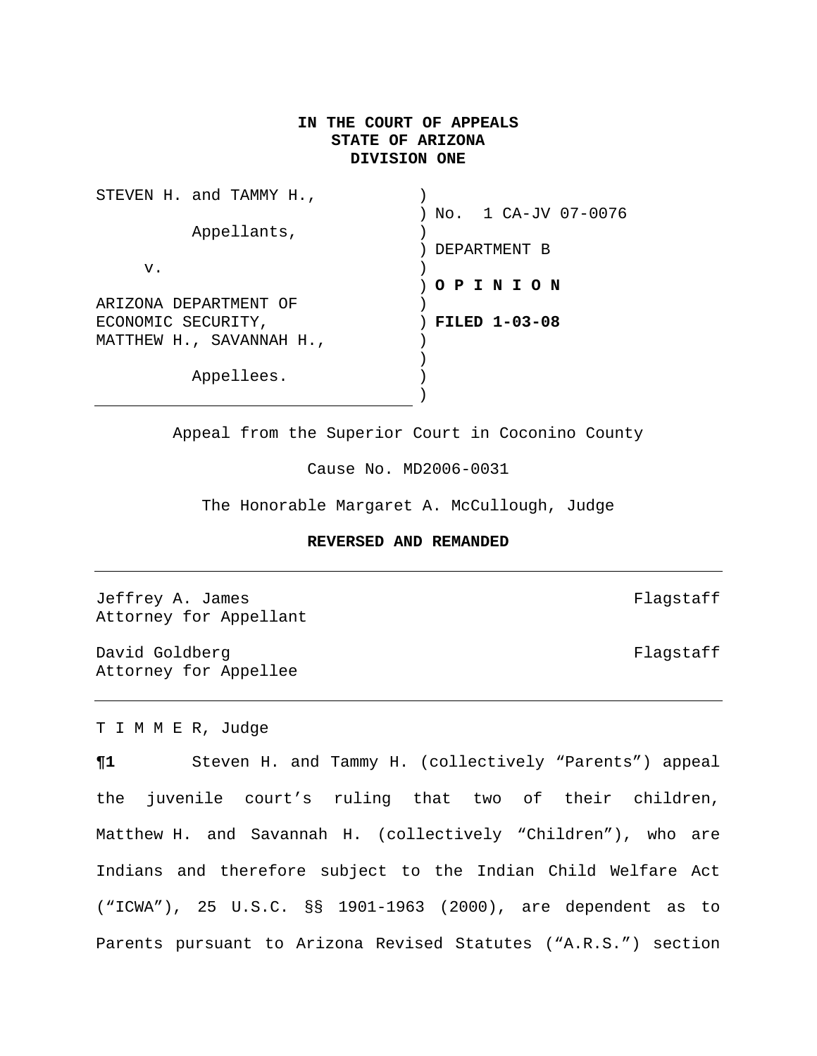**IN THE COURT OF APPEALS**
**STATE OF ARIZONA**
**DIVISION ONE**

| | |
|---|---|
| STEVEN H. and TAMMY H., | No. 1 CA-JV 07-0076 |
| Appellants, | DEPARTMENT B |
| v. | **O P I N I O N** |
| ARIZONA DEPARTMENT OF ECONOMIC SECURITY, MATTHEW H., SAVANNAH H., | **FILED 1-03-08** |
| Appellees. | |

Appeal from the Superior Court in Coconino County

Cause No. MD2006-0031

The Honorable Margaret A. McCullough, Judge

**REVERSED AND REMANDED**

---

Jeffrey A. James, Flagstaff
Attorney for Appellant

David Goldberg, Flagstaff
Attorney for Appellee

---

T I M M E R, Judge

**¶1** Steven H. and Tammy H. (collectively "Parents") appeal the juvenile court's ruling that two of their children, Matthew H. and Savannah H. (collectively "Children"), who are Indians and therefore subject to the Indian Child Welfare Act ("ICWA"), 25 U.S.C. §§ 1901-1963 (2000), are dependent as to Parents pursuant to Arizona Revised Statutes ("A.R.S.") section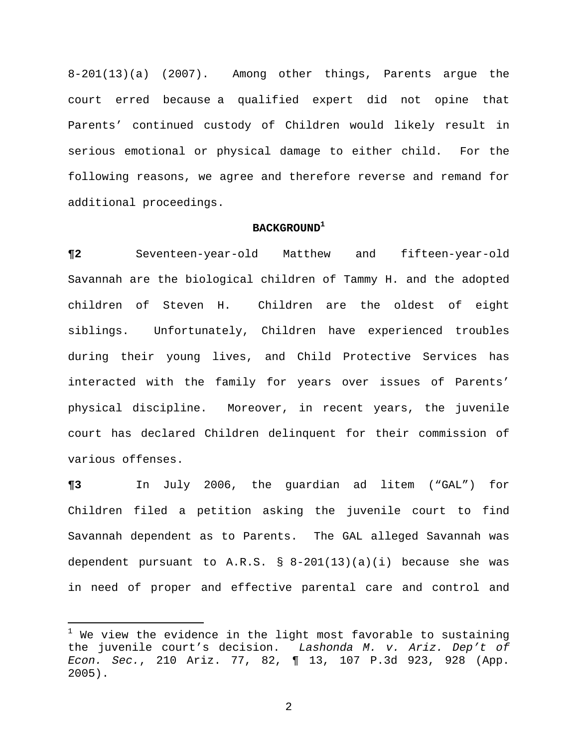8-201(13)(a) (2007). Among other things, Parents argue the court erred because a qualified expert did not opine that Parents' continued custody of Children would likely result in serious emotional or physical damage to either child. For the following reasons, we agree and therefore reverse and remand for additional proceedings.

## BACKGROUND[1]

**¶2** Seventeen-year-old Matthew and fifteen-year-old Savannah are the biological children of Tammy H. and the adopted children of Steven H. Children are the oldest of eight siblings. Unfortunately, Children have experienced troubles during their young lives, and Child Protective Services has interacted with the family for years over issues of Parents' physical discipline. Moreover, in recent years, the juvenile court has declared Children delinquent for their commission of various offenses.

**¶3** In July 2006, the guardian ad litem ("GAL") for Children filed a petition asking the juvenile court to find Savannah dependent as to Parents. The GAL alleged Savannah was dependent pursuant to A.R.S. § 8-201(13)(a)(i) because she was in need of proper and effective parental care and control and

---

[1] We view the evidence in the light most favorable to sustaining the juvenile court's decision. *Lashonda M. v. Ariz. Dep't of Econ. Sec.*, 210 Ariz. 77, 82, ¶ 13, 107 P.3d 923, 928 (App. 2005).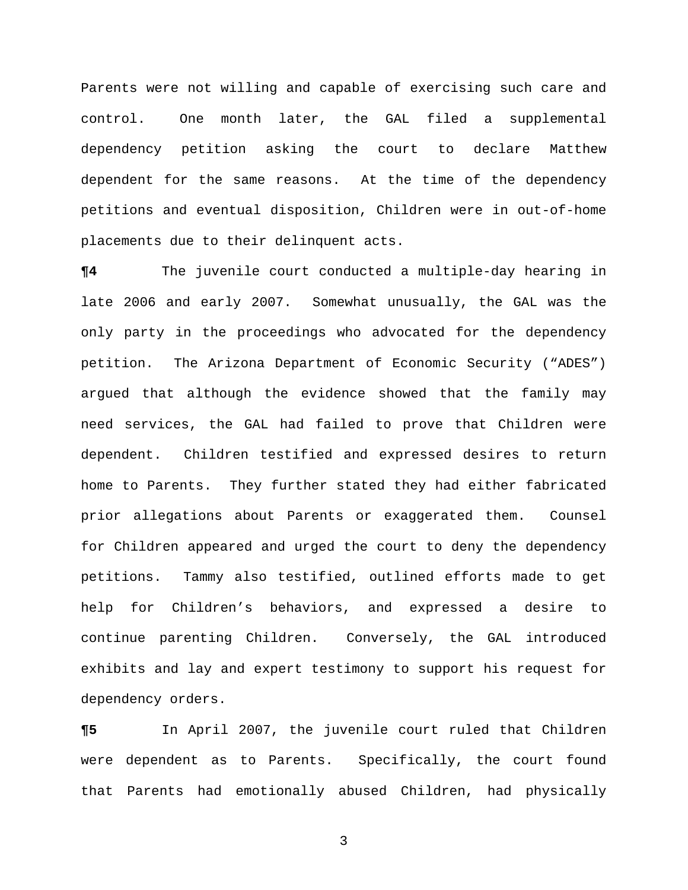Parents were not willing and capable of exercising such care and control. One month later, the GAL filed a supplemental dependency petition asking the court to declare Matthew dependent for the same reasons. At the time of the dependency petitions and eventual disposition, Children were in out-of-home placements due to their delinquent acts.

**¶4** The juvenile court conducted a multiple-day hearing in late 2006 and early 2007. Somewhat unusually, the GAL was the only party in the proceedings who advocated for the dependency petition. The Arizona Department of Economic Security ("ADES") argued that although the evidence showed that the family may need services, the GAL had failed to prove that Children were dependent. Children testified and expressed desires to return home to Parents. They further stated they had either fabricated prior allegations about Parents or exaggerated them. Counsel for Children appeared and urged the court to deny the dependency petitions. Tammy also testified, outlined efforts made to get help for Children's behaviors, and expressed a desire to continue parenting Children. Conversely, the GAL introduced exhibits and lay and expert testimony to support his request for dependency orders.

**¶5** In April 2007, the juvenile court ruled that Children were dependent as to Parents. Specifically, the court found that Parents had emotionally abused Children, had physically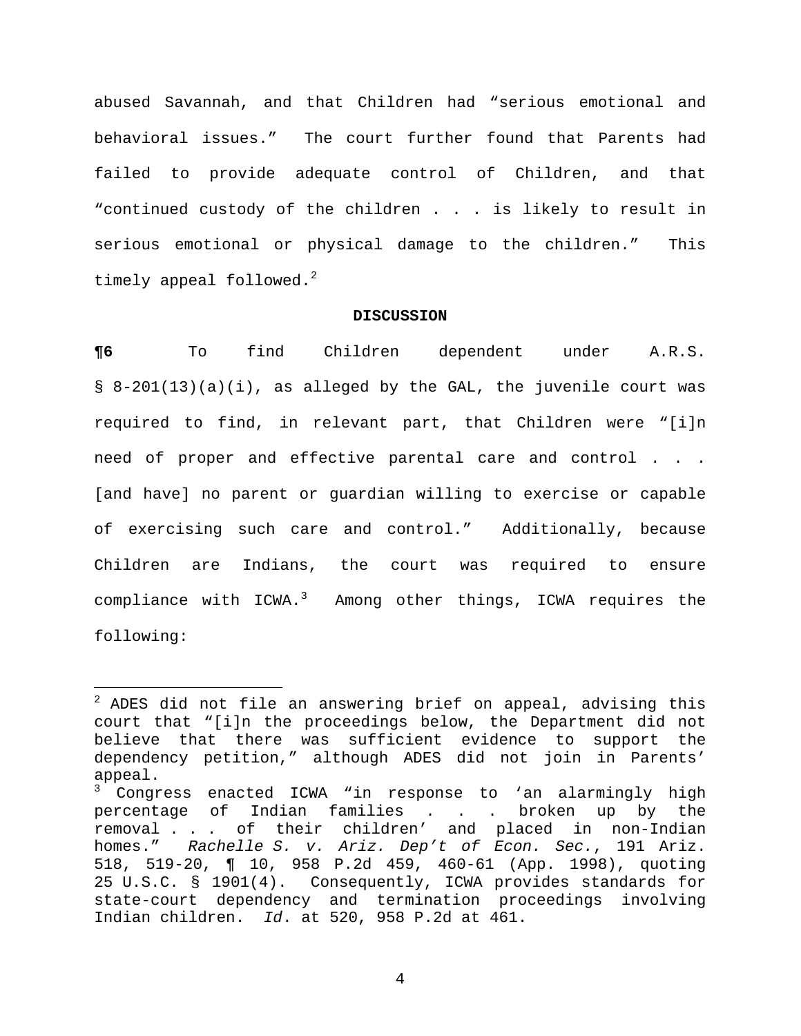abused Savannah, and that Children had "serious emotional and behavioral issues." The court further found that Parents had failed to provide adequate control of Children, and that "continued custody of the children . . . is likely to result in serious emotional or physical damage to the children." This timely appeal followed.[2]

**DISCUSSION**

**¶6** To find Children dependent under A.R.S. § 8-201(13)(a)(i), as alleged by the GAL, the juvenile court was required to find, in relevant part, that Children were "[i]n need of proper and effective parental care and control . . . [and have] no parent or guardian willing to exercise or capable of exercising such care and control." Additionally, because Children are Indians, the court was required to ensure compliance with ICWA.[3] Among other things, ICWA requires the following:

---

[2] ADES did not file an answering brief on appeal, advising this court that "[i]n the proceedings below, the Department did not believe that there was sufficient evidence to support the dependency petition," although ADES did not join in Parents' appeal.

[3] Congress enacted ICWA "in response to 'an alarmingly high percentage of Indian families . . . broken up by the removal . . . of their children' and placed in non-Indian homes." *Rachelle S. v. Ariz. Dep't of Econ. Sec.*, 191 Ariz. 518, 519-20, ¶ 10, 958 P.2d 459, 460-61 (App. 1998), quoting 25 U.S.C. § 1901(4). Consequently, ICWA provides standards for state-court dependency and termination proceedings involving Indian children. *Id*. at 520, 958 P.2d at 461.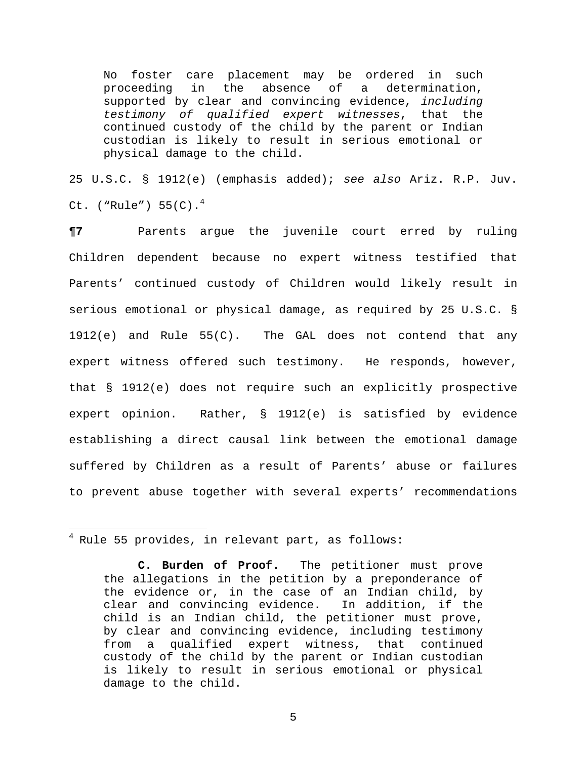> No foster care placement may be ordered in such proceeding in the absence of a determination, supported by clear and convincing evidence, *including testimony of qualified expert witnesses*, that the continued custody of the child by the parent or Indian custodian is likely to result in serious emotional or physical damage to the child.

25 U.S.C. § 1912(e) (emphasis added); *see also* Ariz. R.P. Juv. Ct. ("Rule") 55(C).[4]

**¶7** Parents argue the juvenile court erred by ruling Children dependent because no expert witness testified that Parents' continued custody of Children would likely result in serious emotional or physical damage, as required by 25 U.S.C. § 1912(e) and Rule 55(C). The GAL does not contend that any expert witness offered such testimony. He responds, however, that § 1912(e) does not require such an explicitly prospective expert opinion. Rather, § 1912(e) is satisfied by evidence establishing a direct causal link between the emotional damage suffered by Children as a result of Parents' abuse or failures to prevent abuse together with several experts' recommendations

---

[4] Rule 55 provides, in relevant part, as follows:

> **C. Burden of Proof.** The petitioner must prove the allegations in the petition by a preponderance of the evidence or, in the case of an Indian child, by clear and convincing evidence. In addition, if the child is an Indian child, the petitioner must prove, by clear and convincing evidence, including testimony from a qualified expert witness, that continued custody of the child by the parent or Indian custodian is likely to result in serious emotional or physical damage to the child.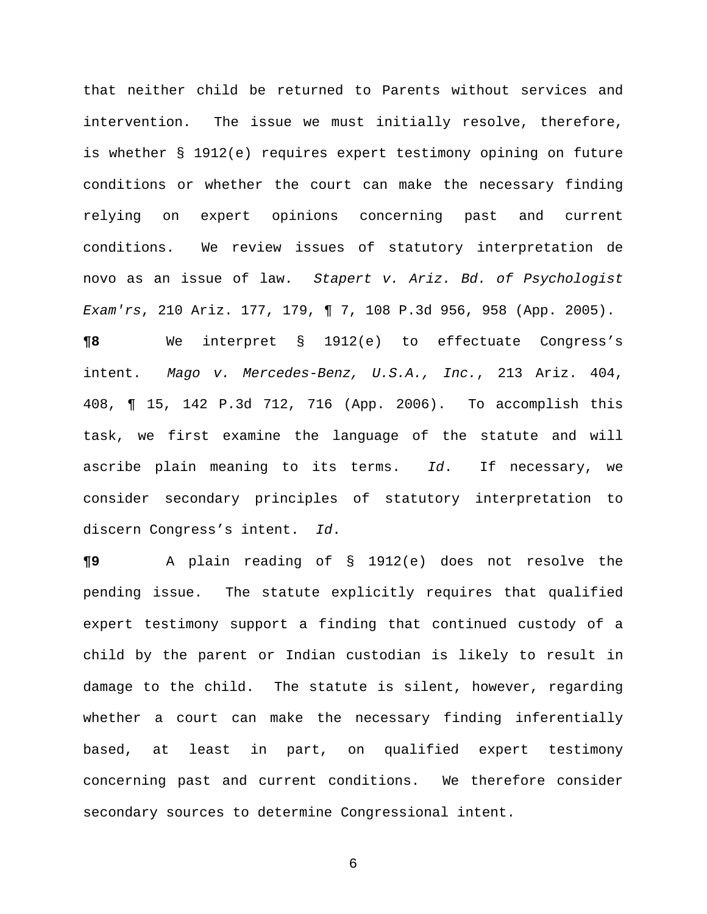that neither child be returned to Parents without services and intervention. The issue we must initially resolve, therefore, is whether § 1912(e) requires expert testimony opining on future conditions or whether the court can make the necessary finding relying on expert opinions concerning past and current conditions. We review issues of statutory interpretation de novo as an issue of law. *Stapert v. Ariz. Bd. of Psychologist Exam'rs*, 210 Ariz. 177, 179, ¶ 7, 108 P.3d 956, 958 (App. 2005).

**¶8** We interpret § 1912(e) to effectuate Congress's intent. *Mago v. Mercedes-Benz, U.S.A., Inc.*, 213 Ariz. 404, 408, ¶ 15, 142 P.3d 712, 716 (App. 2006). To accomplish this task, we first examine the language of the statute and will ascribe plain meaning to its terms. *Id*. If necessary, we consider secondary principles of statutory interpretation to discern Congress's intent. *Id*.

**¶9** A plain reading of § 1912(e) does not resolve the pending issue. The statute explicitly requires that qualified expert testimony support a finding that continued custody of a child by the parent or Indian custodian is likely to result in damage to the child. The statute is silent, however, regarding whether a court can make the necessary finding inferentially based, at least in part, on qualified expert testimony concerning past and current conditions. We therefore consider secondary sources to determine Congressional intent.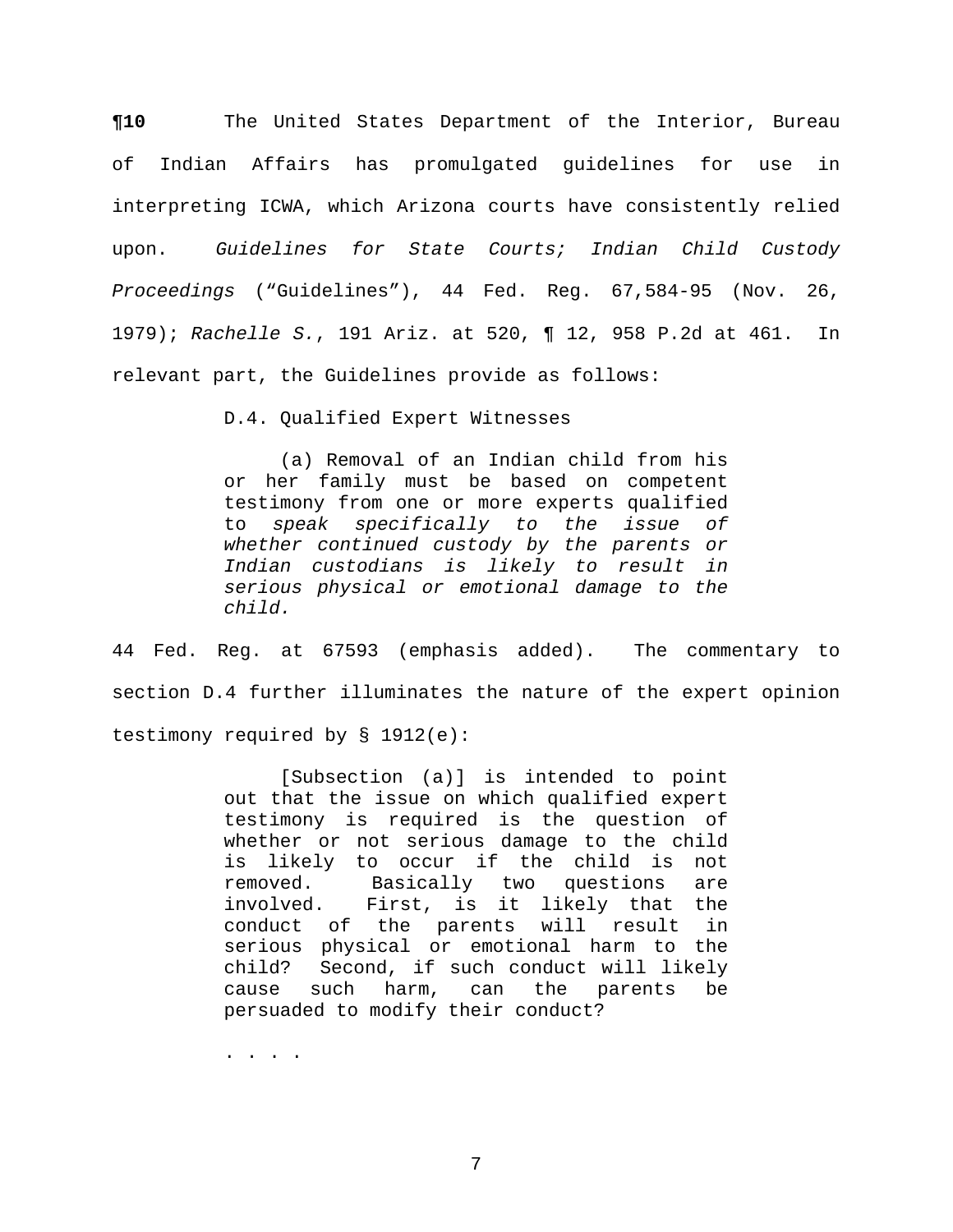**¶10** The United States Department of the Interior, Bureau of Indian Affairs has promulgated guidelines for use in interpreting ICWA, which Arizona courts have consistently relied upon. *Guidelines for State Courts; Indian Child Custody Proceedings* ("Guidelines"), 44 Fed. Reg. 67,584-95 (Nov. 26, 1979); *Rachelle S.*, 191 Ariz. at 520, ¶ 12, 958 P.2d at 461. In relevant part, the Guidelines provide as follows:

> D.4. Qualified Expert Witnesses
>
> (a) Removal of an Indian child from his or her family must be based on competent testimony from one or more experts qualified to *speak specifically to the issue of whether continued custody by the parents or Indian custodians is likely to result in serious physical or emotional damage to the child.*

44 Fed. Reg. at 67593 (emphasis added). The commentary to section D.4 further illuminates the nature of the expert opinion testimony required by § 1912(e):

> [Subsection (a)] is intended to point out that the issue on which qualified expert testimony is required is the question of whether or not serious damage to the child is likely to occur if the child is not removed. Basically two questions are involved. First, is it likely that the conduct of the parents will result in serious physical or emotional harm to the child? Second, if such conduct will likely cause such harm, can the parents be persuaded to modify their conduct?
>
> . . . .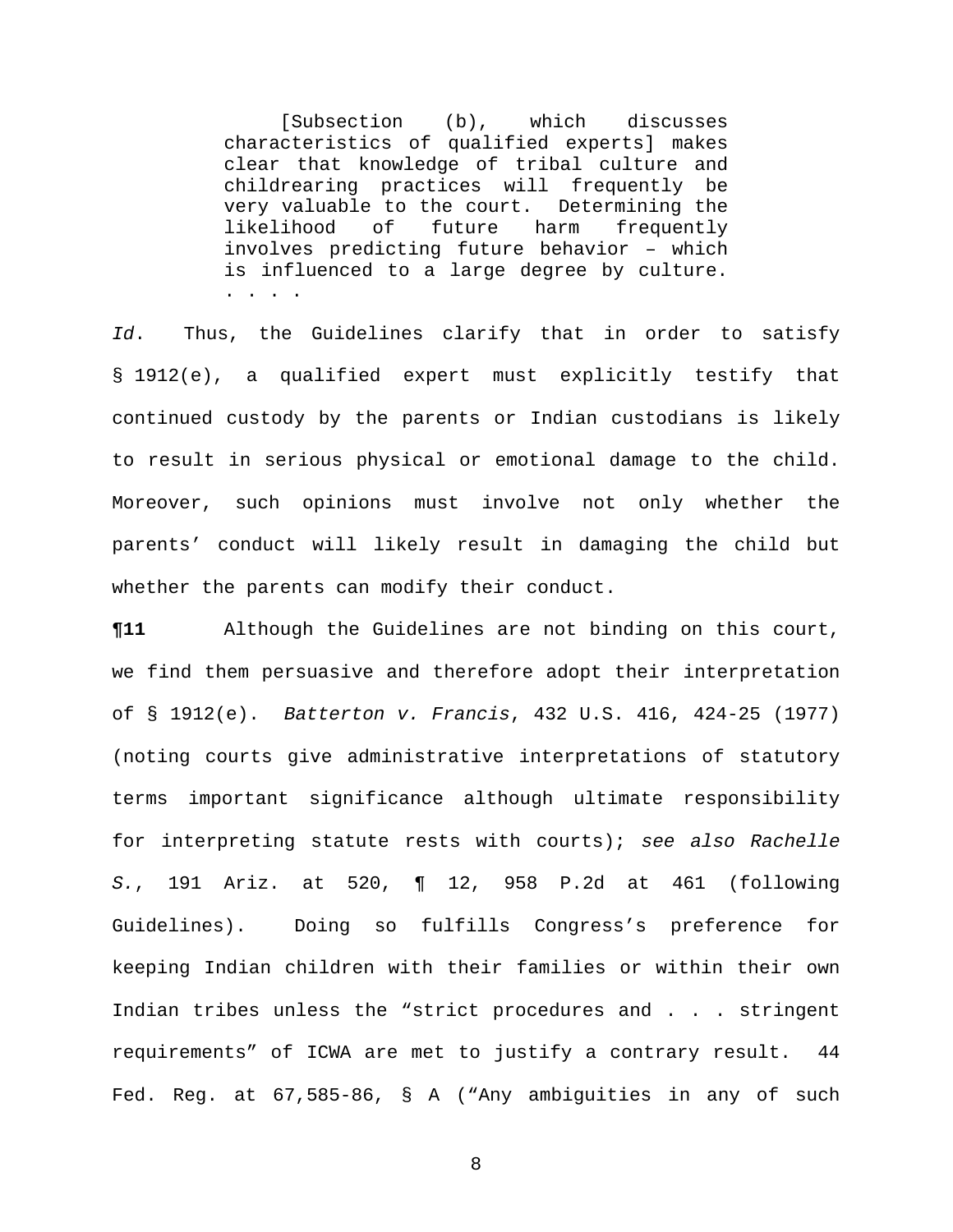> [Subsection (b), which discusses characteristics of qualified experts] makes clear that knowledge of tribal culture and childrearing practices will frequently be very valuable to the court. Determining the likelihood of future harm frequently involves predicting future behavior – which is influenced to a large degree by culture. . . . .

*Id*. Thus, the Guidelines clarify that in order to satisfy § 1912(e), a qualified expert must explicitly testify that continued custody by the parents or Indian custodians is likely to result in serious physical or emotional damage to the child. Moreover, such opinions must involve not only whether the parents' conduct will likely result in damaging the child but whether the parents can modify their conduct.

**¶11** Although the Guidelines are not binding on this court, we find them persuasive and therefore adopt their interpretation of § 1912(e). *Batterton v. Francis*, 432 U.S. 416, 424-25 (1977) (noting courts give administrative interpretations of statutory terms important significance although ultimate responsibility for interpreting statute rests with courts); *see also Rachelle S.*, 191 Ariz. at 520, ¶ 12, 958 P.2d at 461 (following Guidelines). Doing so fulfills Congress's preference for keeping Indian children with their families or within their own Indian tribes unless the "strict procedures and . . . stringent requirements" of ICWA are met to justify a contrary result. 44 Fed. Reg. at 67,585-86, § A ("Any ambiguities in any of such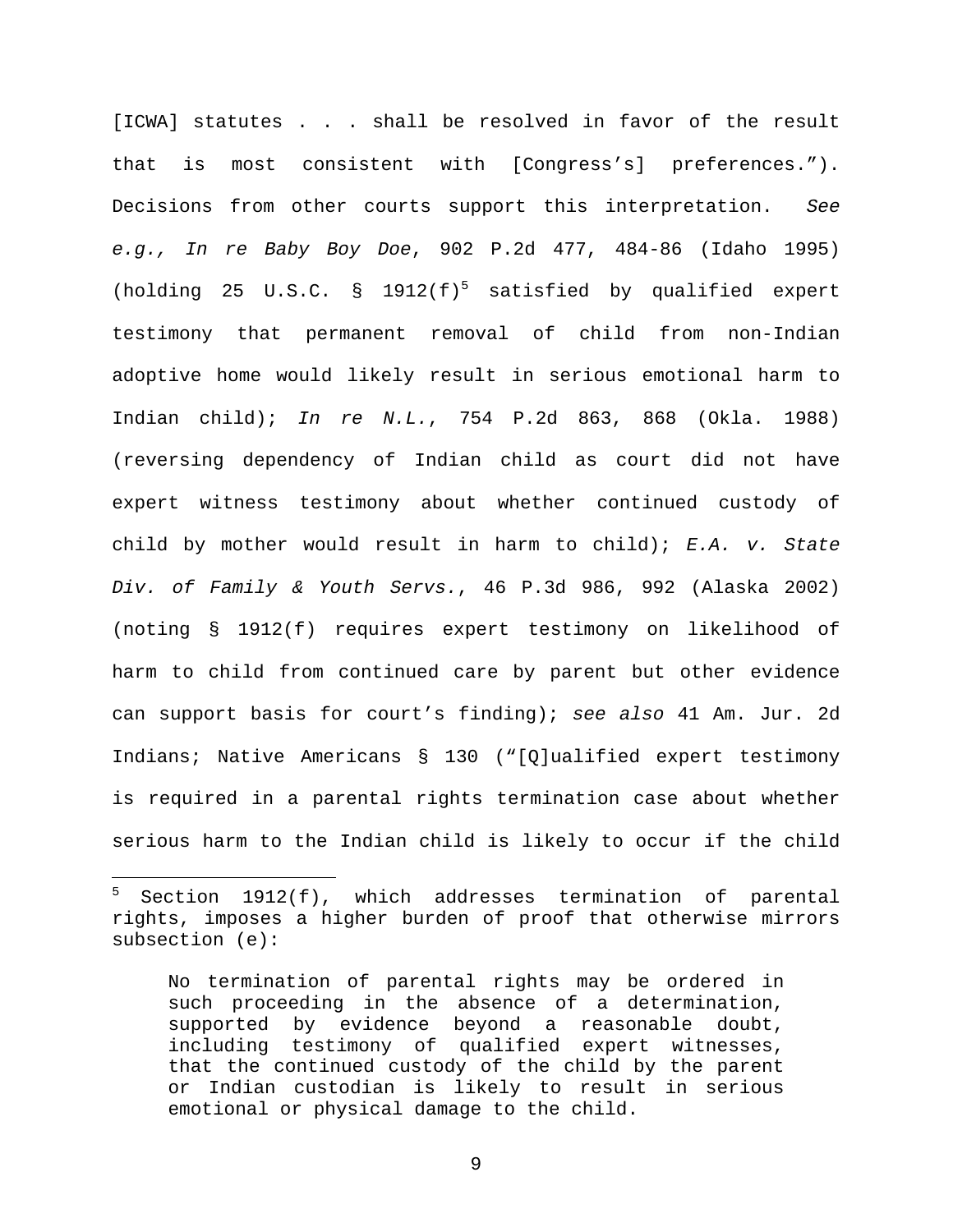[ICWA] statutes . . . shall be resolved in favor of the result that is most consistent with [Congress's] preferences."). Decisions from other courts support this interpretation. *See e.g., In re Baby Boy Doe*, 902 P.2d 477, 484-86 (Idaho 1995) (holding 25 U.S.C. § 1912(f)[5] satisfied by qualified expert testimony that permanent removal of child from non-Indian adoptive home would likely result in serious emotional harm to Indian child); *In re N.L.*, 754 P.2d 863, 868 (Okla. 1988) (reversing dependency of Indian child as court did not have expert witness testimony about whether continued custody of child by mother would result in harm to child); *E.A. v. State Div. of Family & Youth Servs.*, 46 P.3d 986, 992 (Alaska 2002) (noting § 1912(f) requires expert testimony on likelihood of harm to child from continued care by parent but other evidence can support basis for court's finding); *see also* 41 Am. Jur. 2d Indians; Native Americans § 130 ("[Q]ualified expert testimony is required in a parental rights termination case about whether serious harm to the Indian child is likely to occur if the child

---

[5] Section 1912(f), which addresses termination of parental rights, imposes a higher burden of proof that otherwise mirrors subsection (e):

> No termination of parental rights may be ordered in such proceeding in the absence of a determination, supported by evidence beyond a reasonable doubt, including testimony of qualified expert witnesses, that the continued custody of the child by the parent or Indian custodian is likely to result in serious emotional or physical damage to the child.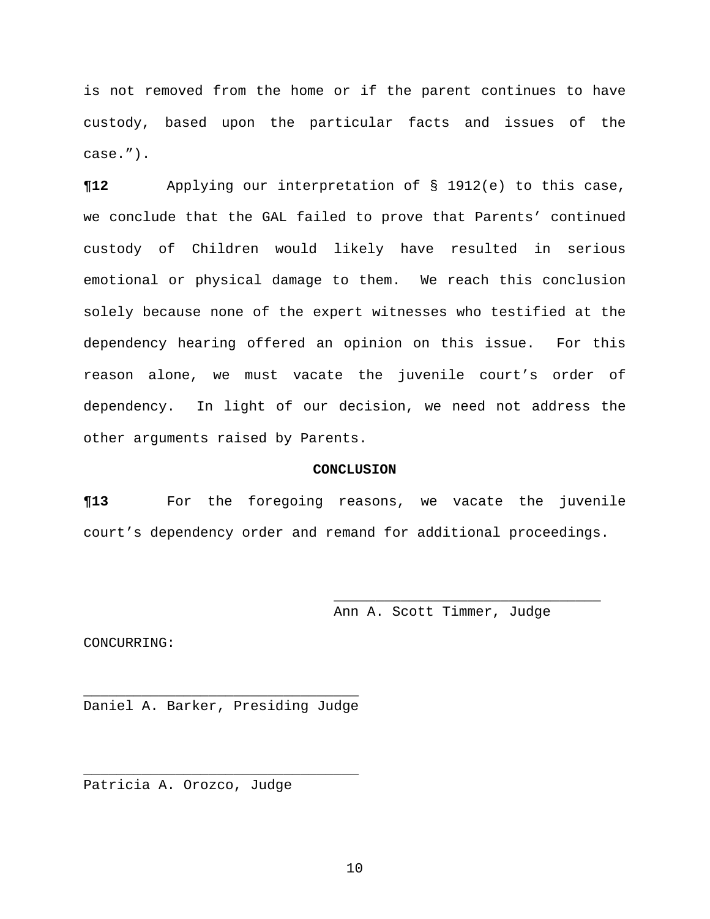is not removed from the home or if the parent continues to have custody, based upon the particular facts and issues of the case.").

**¶12** Applying our interpretation of § 1912(e) to this case, we conclude that the GAL failed to prove that Parents' continued custody of Children would likely have resulted in serious emotional or physical damage to them. We reach this conclusion solely because none of the expert witnesses who testified at the dependency hearing offered an opinion on this issue. For this reason alone, we must vacate the juvenile court's order of dependency. In light of our decision, we need not address the other arguments raised by Parents.

**CONCLUSION**

**¶13** For the foregoing reasons, we vacate the juvenile court's dependency order and remand for additional proceedings.

\_\_\_\_\_\_\_\_\_\_\_\_\_\_\_\_\_\_\_\_\_\_\_\_\_\_\_\_\_\_\_\_
Ann A. Scott Timmer, Judge

CONCURRING:

\_\_\_\_\_\_\_\_\_\_\_\_\_\_\_\_\_\_\_\_\_\_\_\_\_\_\_\_\_\_\_\_
Daniel A. Barker, Presiding Judge

\_\_\_\_\_\_\_\_\_\_\_\_\_\_\_\_\_\_\_\_\_\_\_\_\_\_\_\_\_\_\_\_
Patricia A. Orozco, Judge